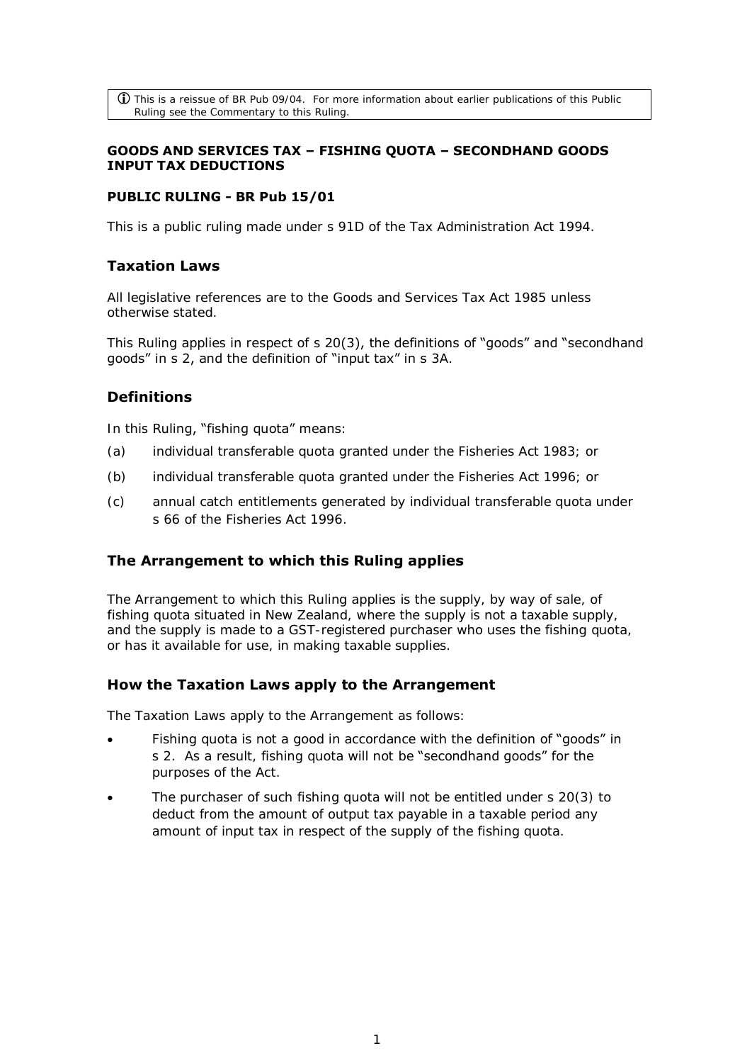ⓘ This is a reissue of BR Pub 09/04. For more information about earlier publications of this Public Ruling see the Commentary to this Ruling.

**GOODS AND SERVICES TAX – FISHING QUOTA – SECONDHAND GOODS INPUT TAX DEDUCTIONS**

**PUBLIC RULING - BR Pub 15/01**

This is a public ruling made under s 91D of the Tax Administration Act 1994.

## Taxation Laws

All legislative references are to the Goods and Services Tax Act 1985 unless otherwise stated.

This Ruling applies in respect of s 20(3), the definitions of "goods" and "secondhand goods" in s 2, and the definition of "input tax" in s 3A.

## Definitions

In this Ruling, "fishing quota" means:

(a) individual transferable quota granted under the Fisheries Act 1983; or

(b) individual transferable quota granted under the Fisheries Act 1996; or

(c) annual catch entitlements generated by individual transferable quota under s 66 of the Fisheries Act 1996.

## The Arrangement to which this Ruling applies

The Arrangement to which this Ruling applies is the supply, by way of sale, of fishing quota situated in New Zealand, where the supply is not a taxable supply, and the supply is made to a GST-registered purchaser who uses the fishing quota, or has it available for use, in making taxable supplies.

## How the Taxation Laws apply to the Arrangement

The Taxation Laws apply to the Arrangement as follows:

- Fishing quota is not a good in accordance with the definition of "goods" in s 2. As a result, fishing quota will not be "secondhand goods" for the purposes of the Act.
- The purchaser of such fishing quota will not be entitled under s 20(3) to deduct from the amount of output tax payable in a taxable period any amount of input tax in respect of the supply of the fishing quota.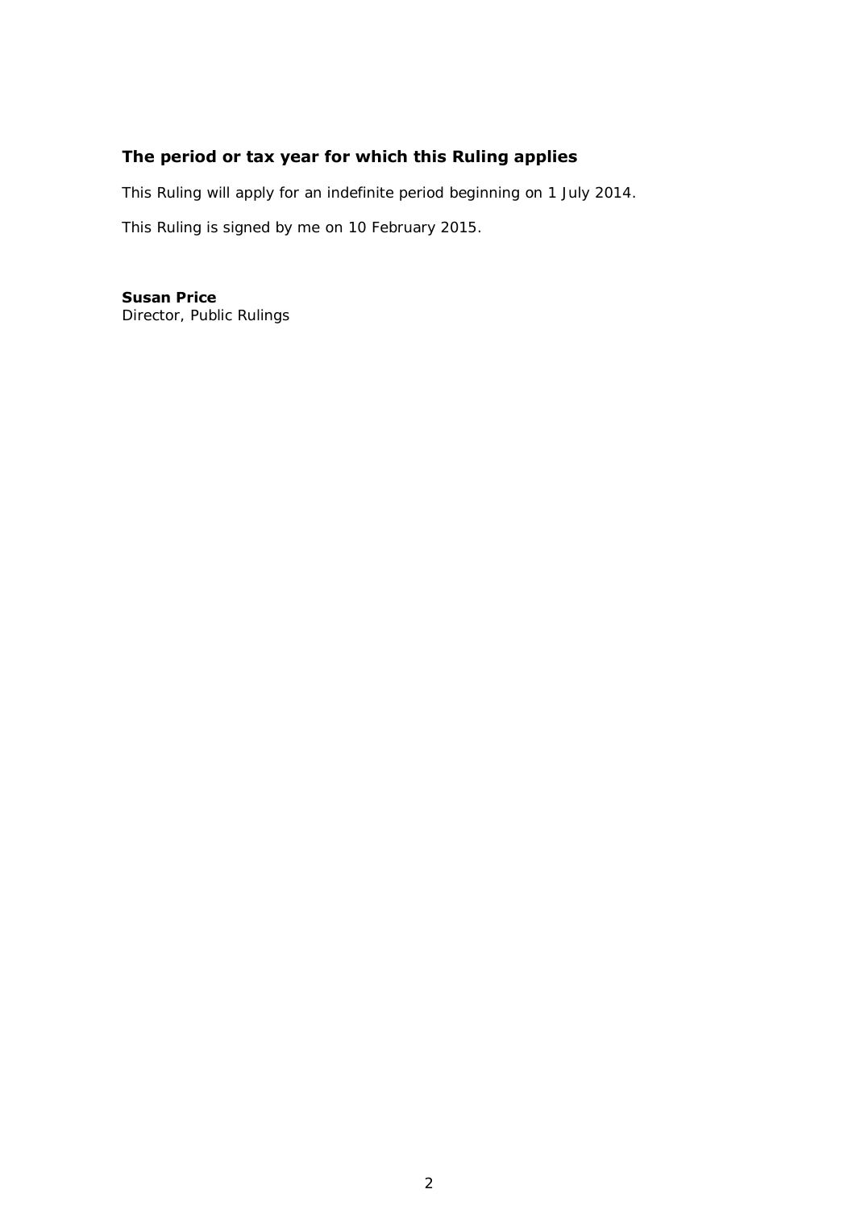## The period or tax year for which this Ruling applies

This Ruling will apply for an indefinite period beginning on 1 July 2014.

This Ruling is signed by me on 10 February 2015.

**Susan Price**
Director, Public Rulings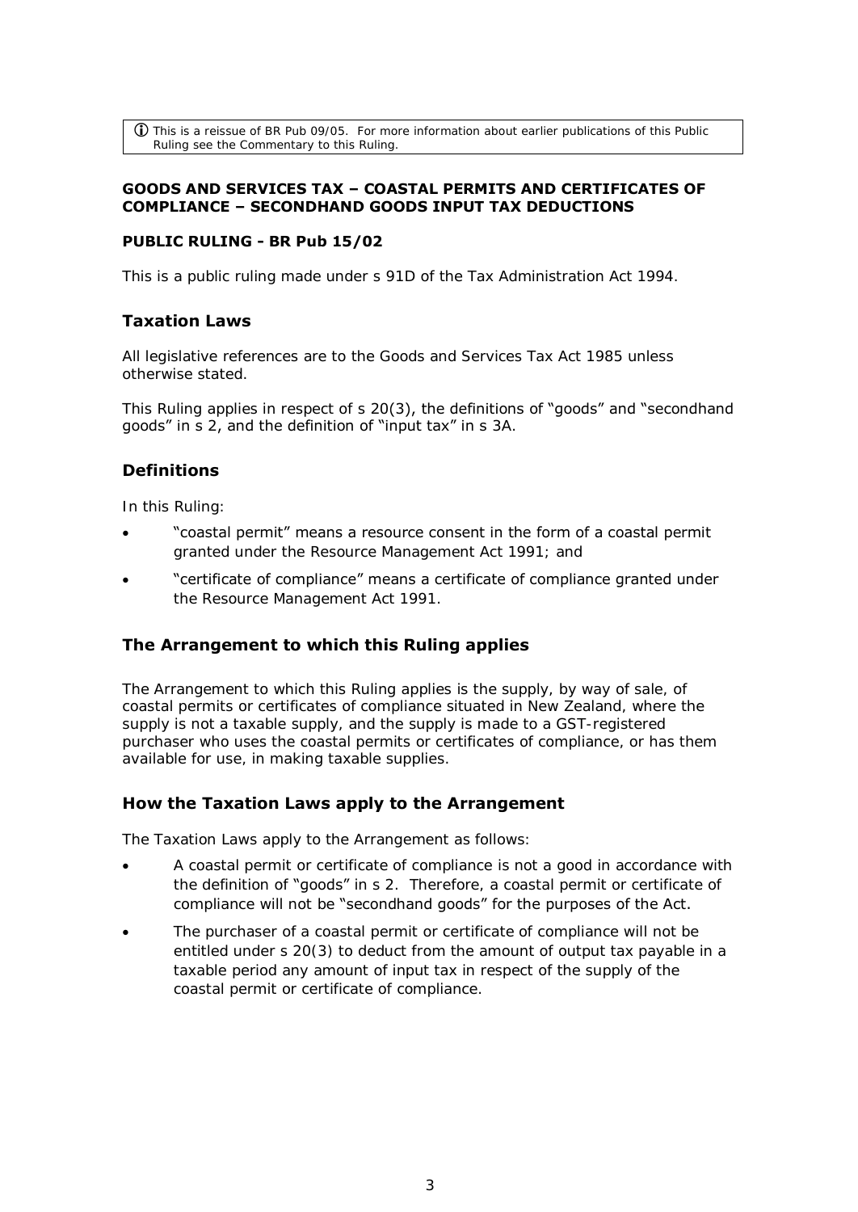ⓘ This is a reissue of BR Pub 09/05. For more information about earlier publications of this Public Ruling see the Commentary to this Ruling.

**GOODS AND SERVICES TAX – COASTAL PERMITS AND CERTIFICATES OF COMPLIANCE – SECONDHAND GOODS INPUT TAX DEDUCTIONS**

**PUBLIC RULING - BR Pub 15/02**

This is a public ruling made under s 91D of the Tax Administration Act 1994.

## Taxation Laws

All legislative references are to the Goods and Services Tax Act 1985 unless otherwise stated.

This Ruling applies in respect of s 20(3), the definitions of "goods" and "secondhand goods" in s 2, and the definition of "input tax" in s 3A.

## Definitions

In this Ruling:

- "coastal permit" means a resource consent in the form of a coastal permit granted under the Resource Management Act 1991; and
- "certificate of compliance" means a certificate of compliance granted under the Resource Management Act 1991.

## The Arrangement to which this Ruling applies

The Arrangement to which this Ruling applies is the supply, by way of sale, of coastal permits or certificates of compliance situated in New Zealand, where the supply is not a taxable supply, and the supply is made to a GST-registered purchaser who uses the coastal permits or certificates of compliance, or has them available for use, in making taxable supplies.

## How the Taxation Laws apply to the Arrangement

The Taxation Laws apply to the Arrangement as follows:

- A coastal permit or certificate of compliance is not a good in accordance with the definition of "goods" in s 2. Therefore, a coastal permit or certificate of compliance will not be "secondhand goods" for the purposes of the Act.
- The purchaser of a coastal permit or certificate of compliance will not be entitled under s 20(3) to deduct from the amount of output tax payable in a taxable period any amount of input tax in respect of the supply of the coastal permit or certificate of compliance.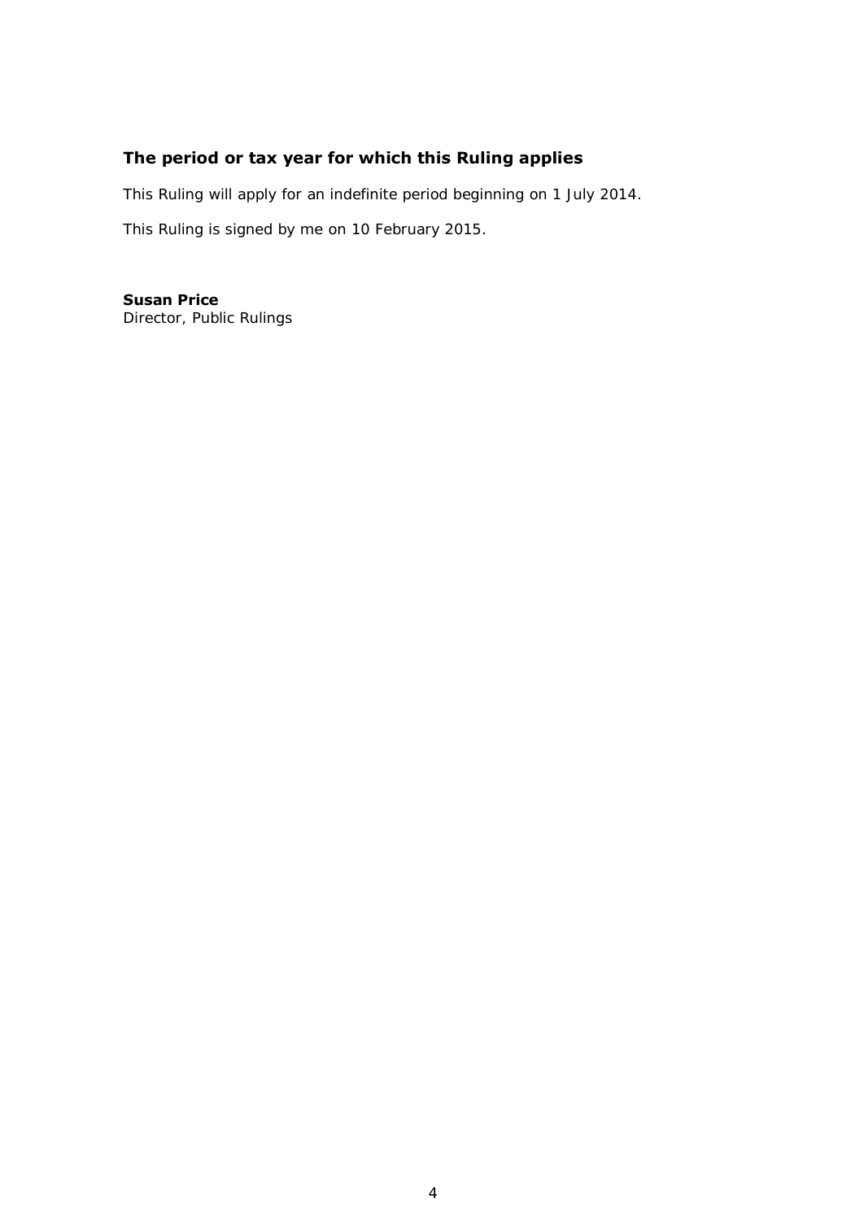## The period or tax year for which this Ruling applies

This Ruling will apply for an indefinite period beginning on 1 July 2014.

This Ruling is signed by me on 10 February 2015.

**Susan Price**
Director, Public Rulings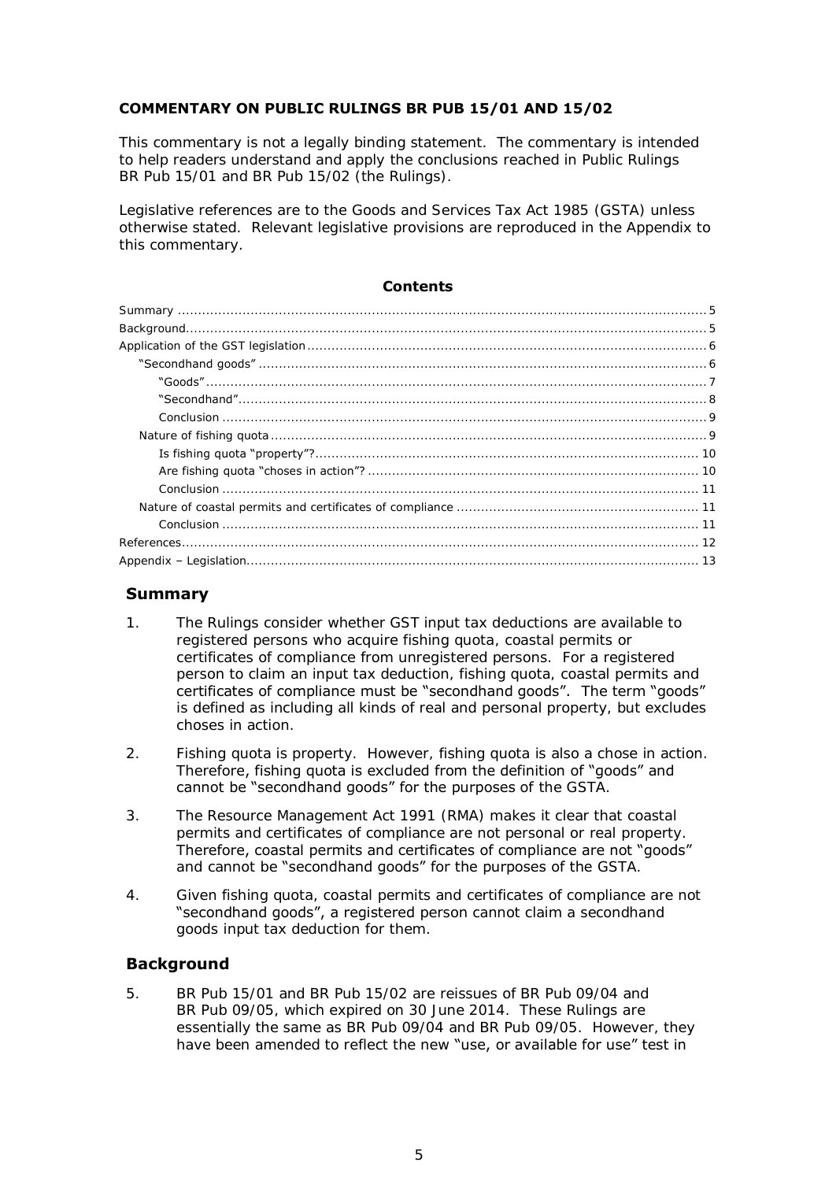**COMMENTARY ON PUBLIC RULINGS BR PUB 15/01 AND 15/02**

This commentary is not a legally binding statement. The commentary is intended to help readers understand and apply the conclusions reached in Public Rulings BR Pub 15/01 and BR Pub 15/02 (the Rulings).

Legislative references are to the Goods and Services Tax Act 1985 (GSTA) unless otherwise stated. Relevant legislative provisions are reproduced in the Appendix to this commentary.

**Contents**

- Summary ..... 5
- Background ..... 5
- Application of the GST legislation ..... 6
  - "Secondhand goods" ..... 6
    - "Goods" ..... 7
    - "Secondhand" ..... 8
    - Conclusion ..... 9
  - Nature of fishing quota ..... 9
    - Is fishing quota "property"? ..... 10
    - Are fishing quota "choses in action"? ..... 10
    - Conclusion ..... 11
  - Nature of coastal permits and certificates of compliance ..... 11
    - Conclusion ..... 11
- References ..... 12
- Appendix – Legislation ..... 13

## Summary

1. The Rulings consider whether GST input tax deductions are available to registered persons who acquire fishing quota, coastal permits or certificates of compliance from unregistered persons. For a registered person to claim an input tax deduction, fishing quota, coastal permits and certificates of compliance must be "secondhand goods". The term "goods" is defined as including all kinds of real and personal property, but excludes choses in action.

2. Fishing quota is property. However, fishing quota is also a chose in action. Therefore, fishing quota is excluded from the definition of "goods" and cannot be "secondhand goods" for the purposes of the GSTA.

3. The Resource Management Act 1991 (RMA) makes it clear that coastal permits and certificates of compliance are not personal or real property. Therefore, coastal permits and certificates of compliance are not "goods" and cannot be "secondhand goods" for the purposes of the GSTA.

4. Given fishing quota, coastal permits and certificates of compliance are not "secondhand goods", a registered person cannot claim a secondhand goods input tax deduction for them.

## Background

5. BR Pub 15/01 and BR Pub 15/02 are reissues of BR Pub 09/04 and BR Pub 09/05, which expired on 30 June 2014. These Rulings are essentially the same as BR Pub 09/04 and BR Pub 09/05. However, they have been amended to reflect the new "use, or available for use" test in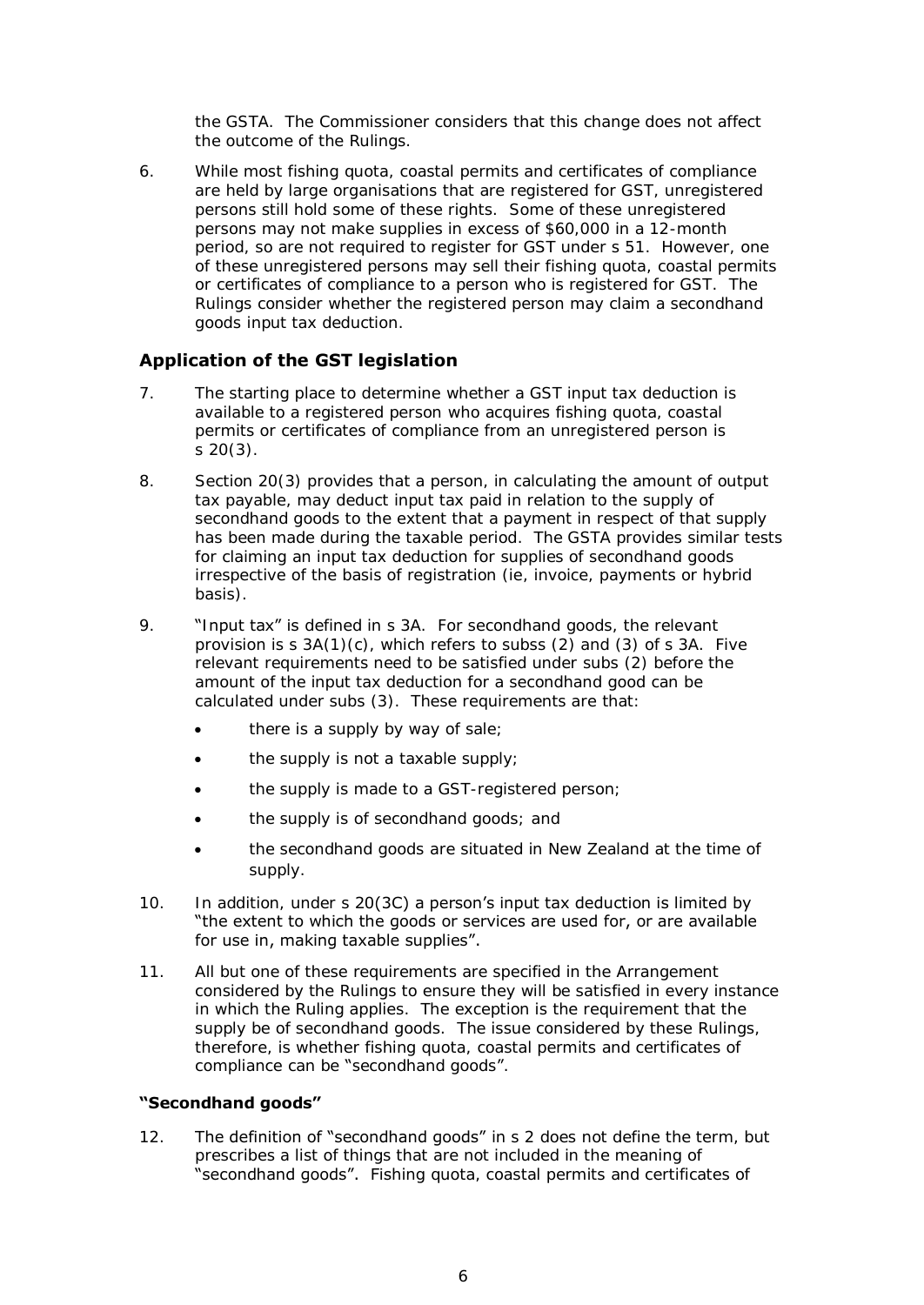the GSTA. The Commissioner considers that this change does not affect the outcome of the Rulings.

6. While most fishing quota, coastal permits and certificates of compliance are held by large organisations that are registered for GST, unregistered persons still hold some of these rights. Some of these unregistered persons may not make supplies in excess of $60,000 in a 12-month period, so are not required to register for GST under s 51. However, one of these unregistered persons may sell their fishing quota, coastal permits or certificates of compliance to a person who is registered for GST. The Rulings consider whether the registered person may claim a secondhand goods input tax deduction.

## Application of the GST legislation

7. The starting place to determine whether a GST input tax deduction is available to a registered person who acquires fishing quota, coastal permits or certificates of compliance from an unregistered person is s 20(3).

8. Section 20(3) provides that a person, in calculating the amount of output tax payable, may deduct input tax paid in relation to the supply of secondhand goods to the extent that a payment in respect of that supply has been made during the taxable period. The GSTA provides similar tests for claiming an input tax deduction for supplies of secondhand goods irrespective of the basis of registration (ie, invoice, payments or hybrid basis).

9. "Input tax" is defined in s 3A. For secondhand goods, the relevant provision is s 3A(1)(c), which refers to subss (2) and (3) of s 3A. Five relevant requirements need to be satisfied under subs (2) before the amount of the input tax deduction for a secondhand good can be calculated under subs (3). These requirements are that:

   - there is a supply by way of sale;
   - the supply is not a taxable supply;
   - the supply is made to a GST-registered person;
   - the supply is of secondhand goods; and
   - the secondhand goods are situated in New Zealand at the time of supply.

10. In addition, under s 20(3C) a person's input tax deduction is limited by "the extent to which the goods or services are used for, or are available for use in, making taxable supplies".

11. All but one of these requirements are specified in the Arrangement considered by the Rulings to ensure they will be satisfied in every instance in which the Ruling applies. The exception is the requirement that the supply be of secondhand goods. The issue considered by these Rulings, therefore, is whether fishing quota, coastal permits and certificates of compliance can be "secondhand goods".

### "Secondhand goods"

12. The definition of "secondhand goods" in s 2 does not define the term, but prescribes a list of things that are not included in the meaning of "secondhand goods". Fishing quota, coastal permits and certificates of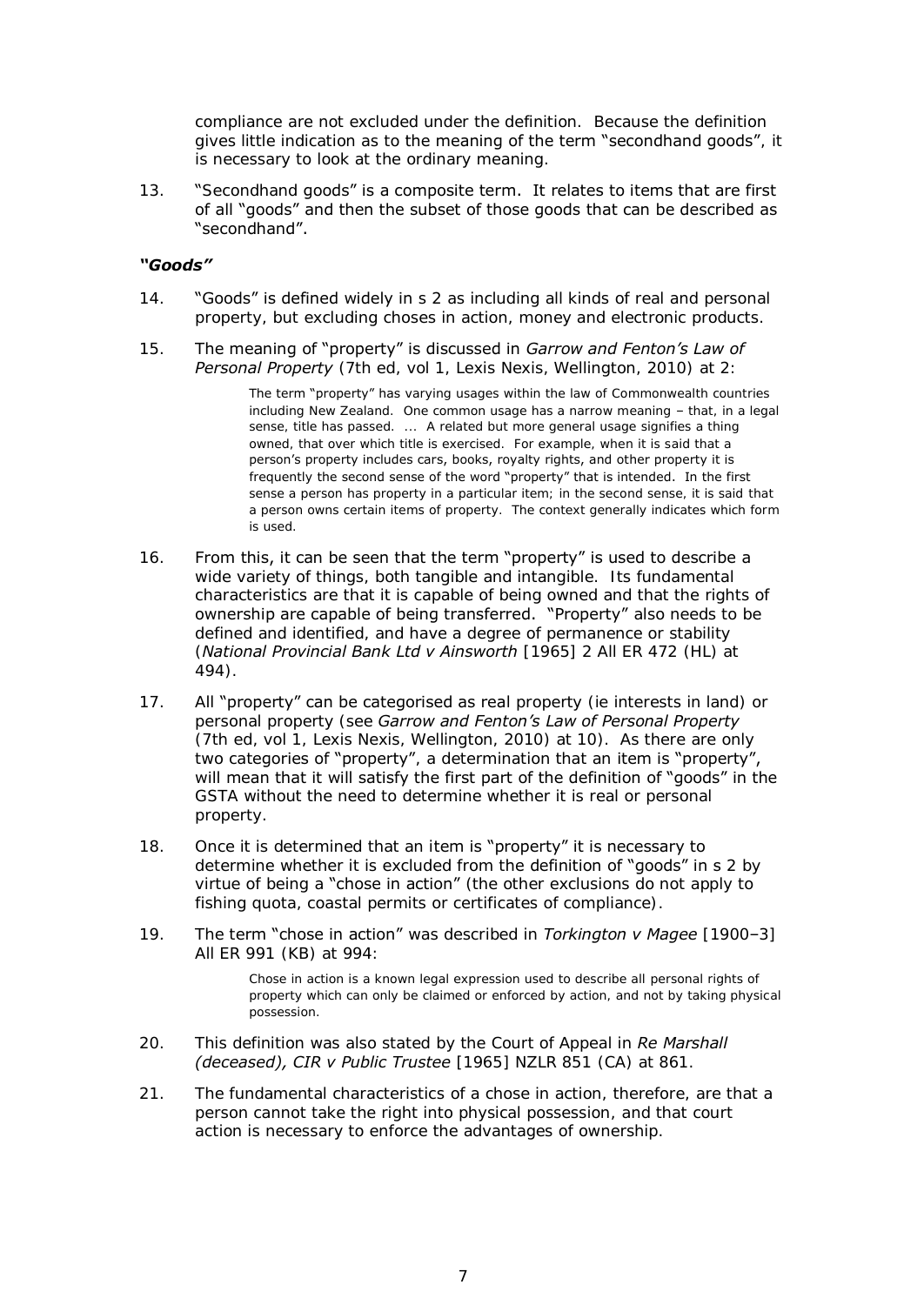compliance are not excluded under the definition. Because the definition gives little indication as to the meaning of the term "secondhand goods", it is necessary to look at the ordinary meaning.

13. "Secondhand goods" is a composite term. It relates to items that are first of all "goods" and then the subset of those goods that can be described as "secondhand".

### *"Goods"*

14. "Goods" is defined widely in s 2 as including all kinds of real and personal property, but excluding choses in action, money and electronic products.

15. The meaning of "property" is discussed in *Garrow and Fenton's Law of Personal Property* (7th ed, vol 1, Lexis Nexis, Wellington, 2010) at 2:

> The term "property" has varying usages within the law of Commonwealth countries including New Zealand. One common usage has a narrow meaning – that, in a legal sense, title has passed. ... A related but more general usage signifies a thing owned, that over which title is exercised. For example, when it is said that a person's property includes cars, books, royalty rights, and other property it is frequently the second sense of the word "property" that is intended. In the first sense a person has property in a particular item; in the second sense, it is said that a person owns certain items of property. The context generally indicates which form is used.

16. From this, it can be seen that the term "property" is used to describe a wide variety of things, both tangible and intangible. Its fundamental characteristics are that it is capable of being owned and that the rights of ownership are capable of being transferred. "Property" also needs to be defined and identified, and have a degree of permanence or stability (*National Provincial Bank Ltd v Ainsworth* [1965] 2 All ER 472 (HL) at 494).

17. All "property" can be categorised as real property (ie interests in land) or personal property (see *Garrow and Fenton's Law of Personal Property* (7th ed, vol 1, Lexis Nexis, Wellington, 2010) at 10). As there are only two categories of "property", a determination that an item is "property", will mean that it will satisfy the first part of the definition of "goods" in the GSTA without the need to determine whether it is real or personal property.

18. Once it is determined that an item is "property" it is necessary to determine whether it is excluded from the definition of "goods" in s 2 by virtue of being a "chose in action" (the other exclusions do not apply to fishing quota, coastal permits or certificates of compliance).

19. The term "chose in action" was described in *Torkington v Magee* [1900–3] All ER 991 (KB) at 994:

> Chose in action is a known legal expression used to describe all personal rights of property which can only be claimed or enforced by action, and not by taking physical possession.

20. This definition was also stated by the Court of Appeal in *Re Marshall (deceased), CIR v Public Trustee* [1965] NZLR 851 (CA) at 861.

21. The fundamental characteristics of a chose in action, therefore, are that a person cannot take the right into physical possession, and that court action is necessary to enforce the advantages of ownership.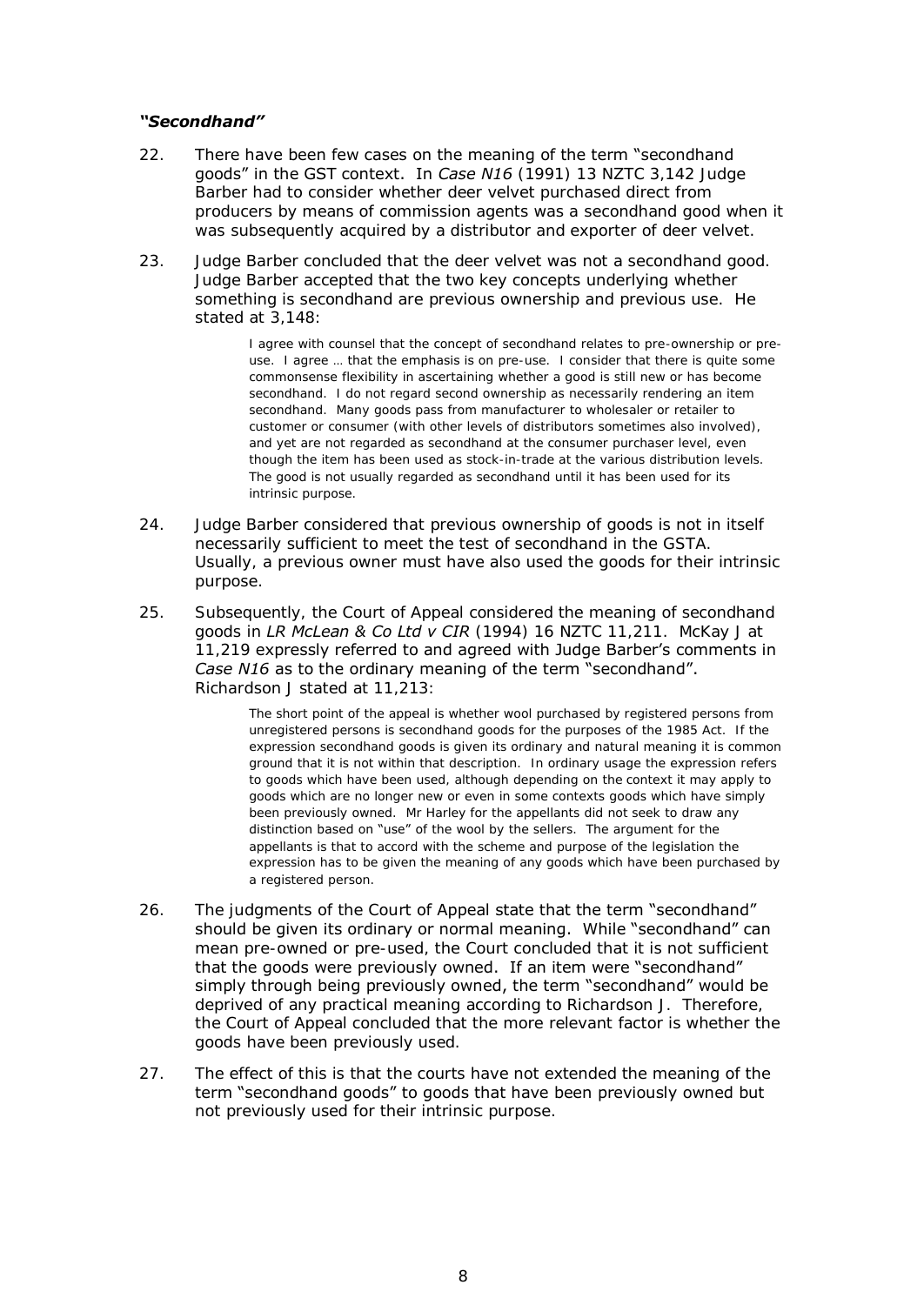### *"Secondhand"*

22. There have been few cases on the meaning of the term "secondhand goods" in the GST context. In *Case N16* (1991) 13 NZTC 3,142 Judge Barber had to consider whether deer velvet purchased direct from producers by means of commission agents was a secondhand good when it was subsequently acquired by a distributor and exporter of deer velvet.

23. Judge Barber concluded that the deer velvet was not a secondhand good. Judge Barber accepted that the two key concepts underlying whether something is secondhand are previous ownership and previous use. He stated at 3,148:

> I agree with counsel that the concept of secondhand relates to pre-ownership or pre-use. I agree … that the emphasis is on pre-use. I consider that there is quite some commonsense flexibility in ascertaining whether a good is still new or has become secondhand. I do not regard second ownership as necessarily rendering an item secondhand. Many goods pass from manufacturer to wholesaler or retailer to customer or consumer (with other levels of distributors sometimes also involved), and yet are not regarded as secondhand at the consumer purchaser level, even though the item has been used as stock-in-trade at the various distribution levels. The good is not usually regarded as secondhand until it has been used for its intrinsic purpose.

24. Judge Barber considered that previous ownership of goods is not in itself necessarily sufficient to meet the test of secondhand in the GSTA. Usually, a previous owner must have also used the goods for their intrinsic purpose.

25. Subsequently, the Court of Appeal considered the meaning of secondhand goods in *LR McLean & Co Ltd v CIR* (1994) 16 NZTC 11,211. McKay J at 11,219 expressly referred to and agreed with Judge Barber's comments in *Case N16* as to the ordinary meaning of the term "secondhand". Richardson J stated at 11,213:

> The short point of the appeal is whether wool purchased by registered persons from unregistered persons is secondhand goods for the purposes of the 1985 Act. If the expression secondhand goods is given its ordinary and natural meaning it is common ground that it is not within that description. In ordinary usage the expression refers to goods which have been used, although depending on the context it may apply to goods which are no longer new or even in some contexts goods which have simply been previously owned. Mr Harley for the appellants did not seek to draw any distinction based on "use" of the wool by the sellers. The argument for the appellants is that to accord with the scheme and purpose of the legislation the expression has to be given the meaning of any goods which have been purchased by a registered person.

26. The judgments of the Court of Appeal state that the term "secondhand" should be given its ordinary or normal meaning. While "secondhand" can mean pre-owned or pre-used, the Court concluded that it is not sufficient that the goods were previously owned. If an item were "secondhand" simply through being previously owned, the term "secondhand" would be deprived of any practical meaning according to Richardson J. Therefore, the Court of Appeal concluded that the more relevant factor is whether the goods have been previously used.

27. The effect of this is that the courts have not extended the meaning of the term "secondhand goods" to goods that have been previously owned but not previously used for their intrinsic purpose.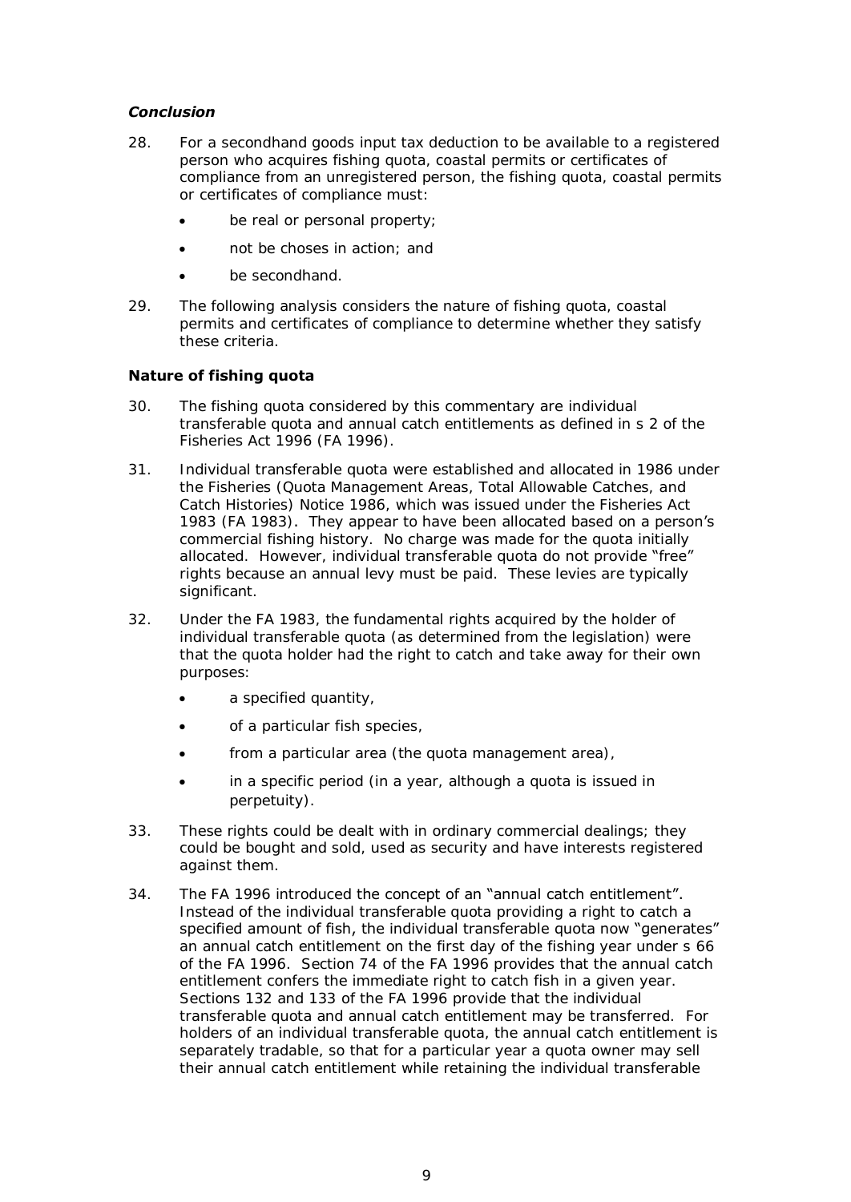### *Conclusion*

28. For a secondhand goods input tax deduction to be available to a registered person who acquires fishing quota, coastal permits or certificates of compliance from an unregistered person, the fishing quota, coastal permits or certificates of compliance must:

    - be real or personal property;
    - not be choses in action; and
    - be secondhand.

29. The following analysis considers the nature of fishing quota, coastal permits and certificates of compliance to determine whether they satisfy these criteria.

### **Nature of fishing quota**

30. The fishing quota considered by this commentary are individual transferable quota and annual catch entitlements as defined in s 2 of the Fisheries Act 1996 (FA 1996).

31. Individual transferable quota were established and allocated in 1986 under the Fisheries (Quota Management Areas, Total Allowable Catches, and Catch Histories) Notice 1986, which was issued under the Fisheries Act 1983 (FA 1983). They appear to have been allocated based on a person's commercial fishing history. No charge was made for the quota initially allocated. However, individual transferable quota do not provide "free" rights because an annual levy must be paid. These levies are typically significant.

32. Under the FA 1983, the fundamental rights acquired by the holder of individual transferable quota (as determined from the legislation) were that the quota holder had the right to catch and take away for their own purposes:

    - a specified quantity,
    - of a particular fish species,
    - from a particular area (the quota management area),
    - in a specific period (in a year, although a quota is issued in perpetuity).

33. These rights could be dealt with in ordinary commercial dealings; they could be bought and sold, used as security and have interests registered against them.

34. The FA 1996 introduced the concept of an "annual catch entitlement". Instead of the individual transferable quota providing a right to catch a specified amount of fish, the individual transferable quota now "generates" an annual catch entitlement on the first day of the fishing year under s 66 of the FA 1996. Section 74 of the FA 1996 provides that the annual catch entitlement confers the immediate right to catch fish in a given year. Sections 132 and 133 of the FA 1996 provide that the individual transferable quota and annual catch entitlement may be transferred. For holders of an individual transferable quota, the annual catch entitlement is separately tradable, so that for a particular year a quota owner may sell their annual catch entitlement while retaining the individual transferable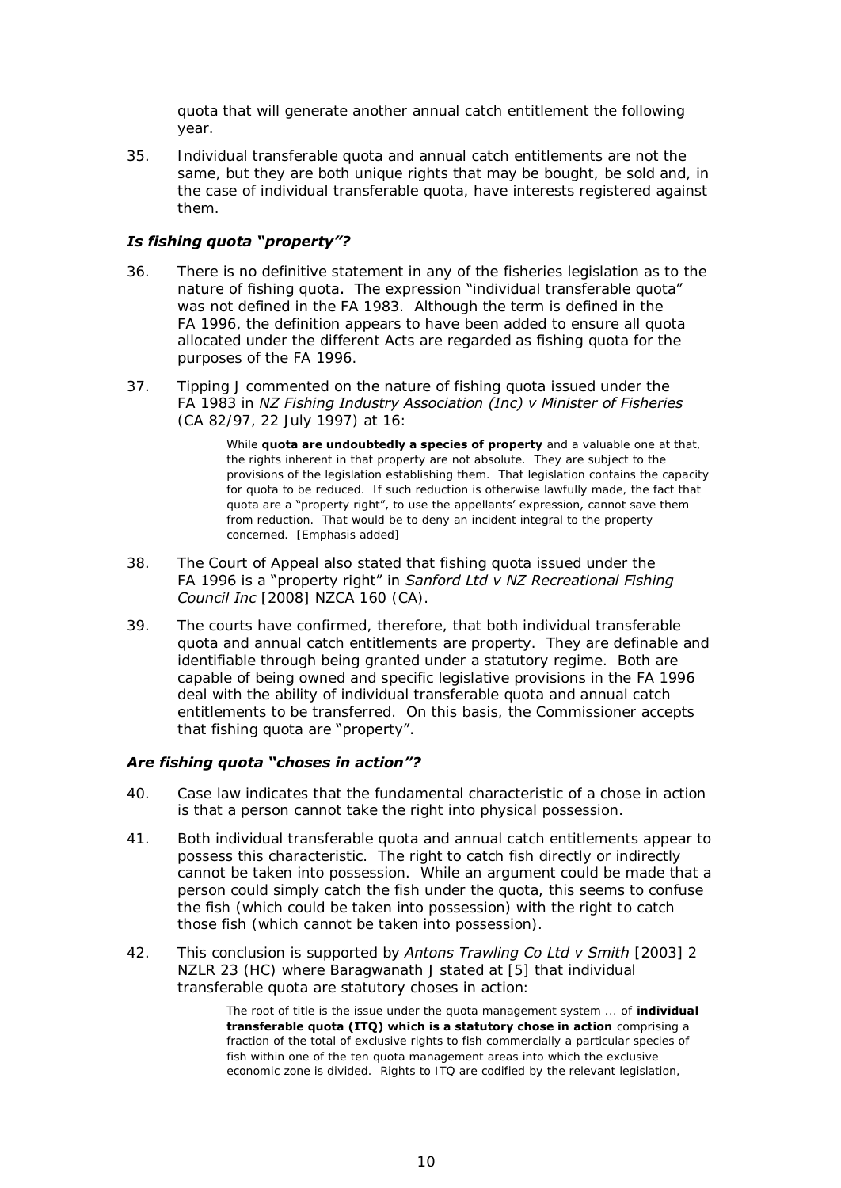quota that will generate another annual catch entitlement the following year.

35. Individual transferable quota and annual catch entitlements are not the same, but they are both unique rights that may be bought, be sold and, in the case of individual transferable quota, have interests registered against them.

### *Is fishing quota "property"?*

36. There is no definitive statement in any of the fisheries legislation as to the nature of fishing quota. The expression "individual transferable quota" was not defined in the FA 1983. Although the term is defined in the FA 1996, the definition appears to have been added to ensure all quota allocated under the different Acts are regarded as fishing quota for the purposes of the FA 1996.

37. Tipping J commented on the nature of fishing quota issued under the FA 1983 in *NZ Fishing Industry Association (Inc) v Minister of Fisheries* (CA 82/97, 22 July 1997) at 16:

> While **quota are undoubtedly a species of property** and a valuable one at that, the rights inherent in that property are not absolute. They are subject to the provisions of the legislation establishing them. That legislation contains the capacity for quota to be reduced. If such reduction is otherwise lawfully made, the fact that quota are a "property right", to use the appellants' expression, cannot save them from reduction. That would be to deny an incident integral to the property concerned. [Emphasis added]

38. The Court of Appeal also stated that fishing quota issued under the FA 1996 is a "property right" in *Sanford Ltd v NZ Recreational Fishing Council Inc* [2008] NZCA 160 (CA).

39. The courts have confirmed, therefore, that both individual transferable quota and annual catch entitlements are property. They are definable and identifiable through being granted under a statutory regime. Both are capable of being owned and specific legislative provisions in the FA 1996 deal with the ability of individual transferable quota and annual catch entitlements to be transferred. On this basis, the Commissioner accepts that fishing quota are "property".

### *Are fishing quota "choses in action"?*

40. Case law indicates that the fundamental characteristic of a chose in action is that a person cannot take the right into physical possession.

41. Both individual transferable quota and annual catch entitlements appear to possess this characteristic. The right to catch fish directly or indirectly cannot be taken into possession. While an argument could be made that a person could simply catch the fish under the quota, this seems to confuse the fish (which could be taken into possession) with the right to catch those fish (which cannot be taken into possession).

42. This conclusion is supported by *Antons Trawling Co Ltd v Smith* [2003] 2 NZLR 23 (HC) where Baragwanath J stated at [5] that individual transferable quota are statutory choses in action:

> The root of title is the issue under the quota management system ... of **individual transferable quota (ITQ) which is a statutory chose in action** comprising a fraction of the total of exclusive rights to fish commercially a particular species of fish within one of the ten quota management areas into which the exclusive economic zone is divided. Rights to ITQ are codified by the relevant legislation,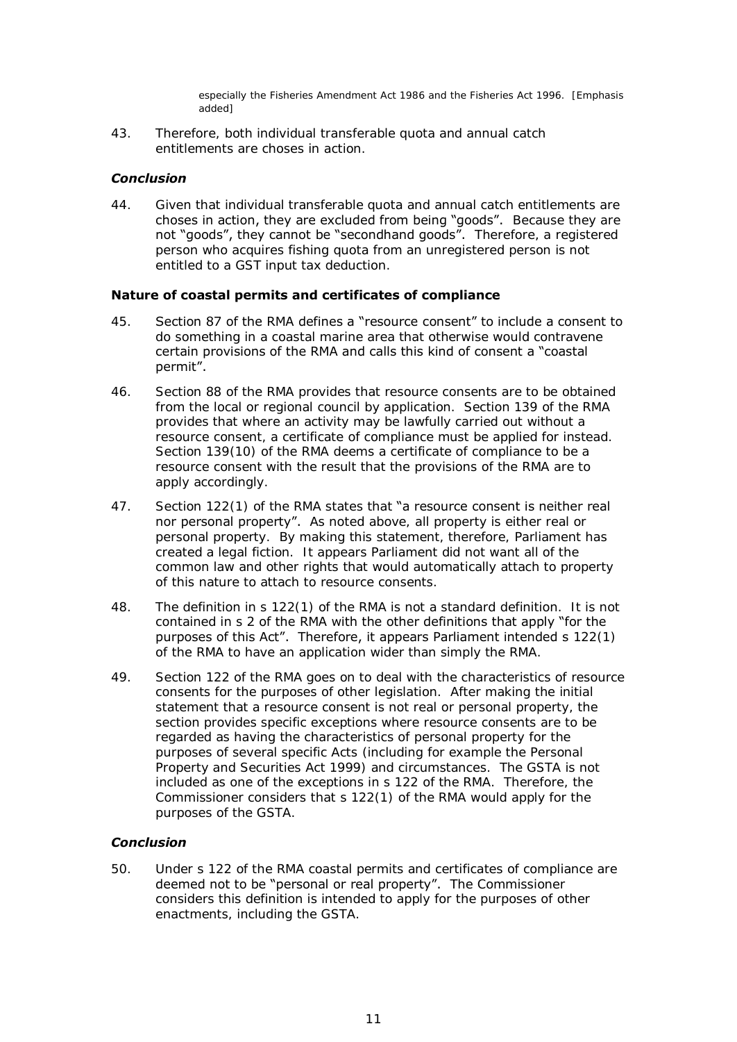> especially the Fisheries Amendment Act 1986 and the Fisheries Act 1996. [Emphasis added]

43. Therefore, both individual transferable quota and annual catch entitlements are choses in action.

### *Conclusion*

44. Given that individual transferable quota and annual catch entitlements are choses in action, they are excluded from being "goods". Because they are not "goods", they cannot be "secondhand goods". Therefore, a registered person who acquires fishing quota from an unregistered person is not entitled to a GST input tax deduction.

### Nature of coastal permits and certificates of compliance

45. Section 87 of the RMA defines a "resource consent" to include a consent to do something in a coastal marine area that otherwise would contravene certain provisions of the RMA and calls this kind of consent a "coastal permit".

46. Section 88 of the RMA provides that resource consents are to be obtained from the local or regional council by application. Section 139 of the RMA provides that where an activity may be lawfully carried out without a resource consent, a certificate of compliance must be applied for instead. Section 139(10) of the RMA deems a certificate of compliance to be a resource consent with the result that the provisions of the RMA are to apply accordingly.

47. Section 122(1) of the RMA states that "a resource consent is neither real nor personal property". As noted above, all property is either real or personal property. By making this statement, therefore, Parliament has created a legal fiction. It appears Parliament did not want all of the common law and other rights that would automatically attach to property of this nature to attach to resource consents.

48. The definition in s 122(1) of the RMA is not a standard definition. It is not contained in s 2 of the RMA with the other definitions that apply "for the purposes of this Act". Therefore, it appears Parliament intended s 122(1) of the RMA to have an application wider than simply the RMA.

49. Section 122 of the RMA goes on to deal with the characteristics of resource consents for the purposes of other legislation. After making the initial statement that a resource consent is not real or personal property, the section provides specific exceptions where resource consents are to be regarded as having the characteristics of personal property for the purposes of several specific Acts (including for example the Personal Property and Securities Act 1999) and circumstances. The GSTA is not included as one of the exceptions in s 122 of the RMA. Therefore, the Commissioner considers that s 122(1) of the RMA would apply for the purposes of the GSTA.

### *Conclusion*

50. Under s 122 of the RMA coastal permits and certificates of compliance are deemed not to be "personal or real property". The Commissioner considers this definition is intended to apply for the purposes of other enactments, including the GSTA.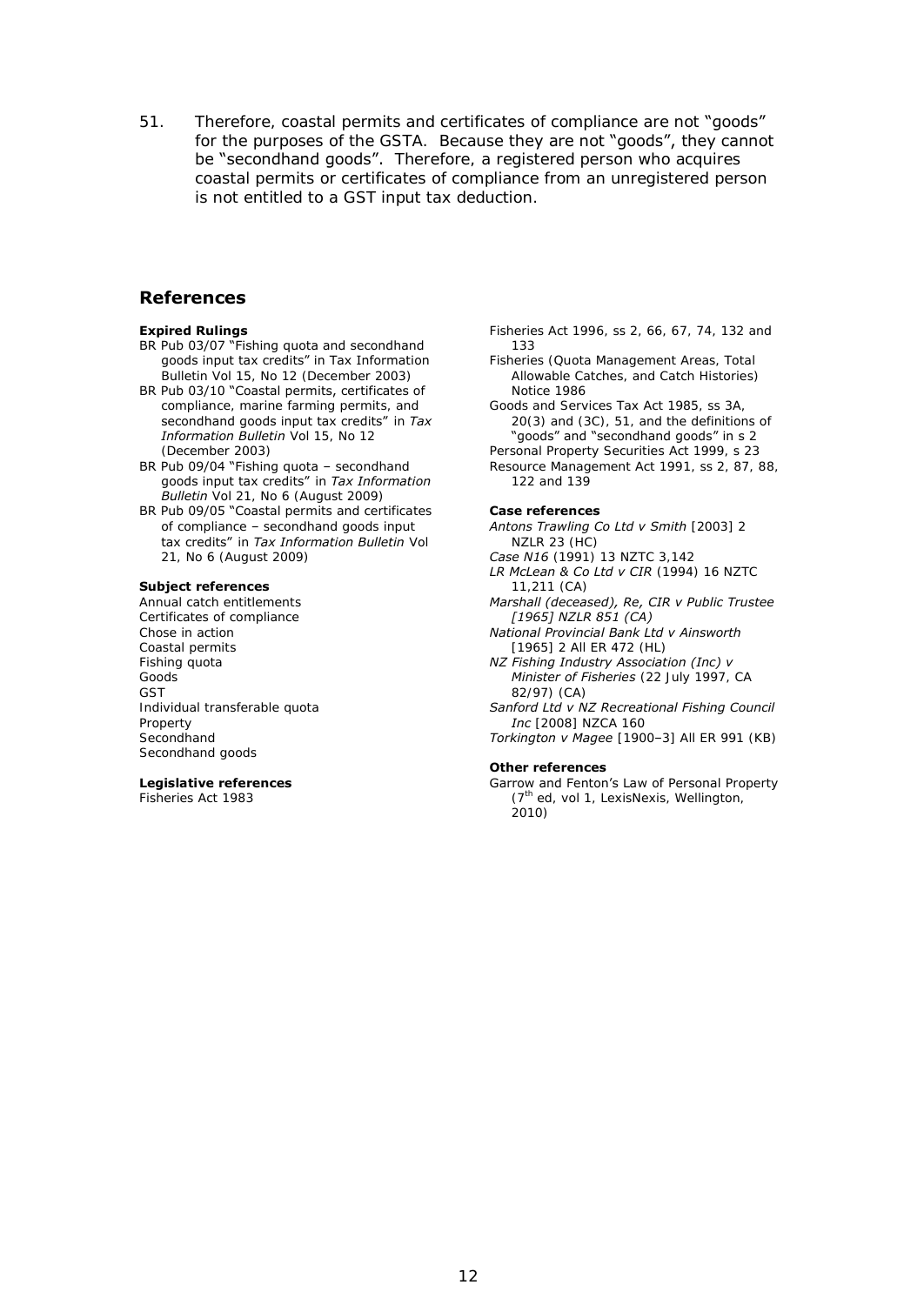51. Therefore, coastal permits and certificates of compliance are not "goods" for the purposes of the GSTA. Because they are not "goods", they cannot be "secondhand goods". Therefore, a registered person who acquires coastal permits or certificates of compliance from an unregistered person is not entitled to a GST input tax deduction.

## References

**Expired Rulings**

BR Pub 03/07 "Fishing quota and secondhand goods input tax credits" in Tax Information Bulletin Vol 15, No 12 (December 2003)

BR Pub 03/10 "Coastal permits, certificates of compliance, marine farming permits, and secondhand goods input tax credits" in *Tax Information Bulletin* Vol 15, No 12 (December 2003)

BR Pub 09/04 "Fishing quota – secondhand goods input tax credits" in *Tax Information Bulletin* Vol 21, No 6 (August 2009)

BR Pub 09/05 "Coastal permits and certificates of compliance – secondhand goods input tax credits" in *Tax Information Bulletin* Vol 21, No 6 (August 2009)

**Subject references**

Annual catch entitlements
Certificates of compliance
Chose in action
Coastal permits
Fishing quota
Goods
GST
Individual transferable quota
Property
Secondhand
Secondhand goods

**Legislative references**

Fisheries Act 1983
Fisheries Act 1996, ss 2, 66, 67, 74, 132 and 133
Fisheries (Quota Management Areas, Total Allowable Catches, and Catch Histories) Notice 1986
Goods and Services Tax Act 1985, ss 3A, 20(3) and (3C), 51, and the definitions of "goods" and "secondhand goods" in s 2
Personal Property Securities Act 1999, s 23
Resource Management Act 1991, ss 2, 87, 88, 122 and 139

**Case references**

*Antons Trawling Co Ltd v Smith* [2003] 2 NZLR 23 (HC)
*Case N16* (1991) 13 NZTC 3,142
*LR McLean & Co Ltd v CIR* (1994) 16 NZTC 11,211 (CA)
*Marshall (deceased), Re, CIR v Public Trustee [1965] NZLR 851 (CA)*
*National Provincial Bank Ltd v Ainsworth* [1965] 2 All ER 472 (HL)
*NZ Fishing Industry Association (Inc) v Minister of Fisheries* (22 July 1997, CA 82/97) (CA)
*Sanford Ltd v NZ Recreational Fishing Council Inc* [2008] NZCA 160
*Torkington v Magee* [1900–3] All ER 991 (KB)

**Other references**

Garrow and Fenton's Law of Personal Property (7th ed, vol 1, LexisNexis, Wellington, 2010)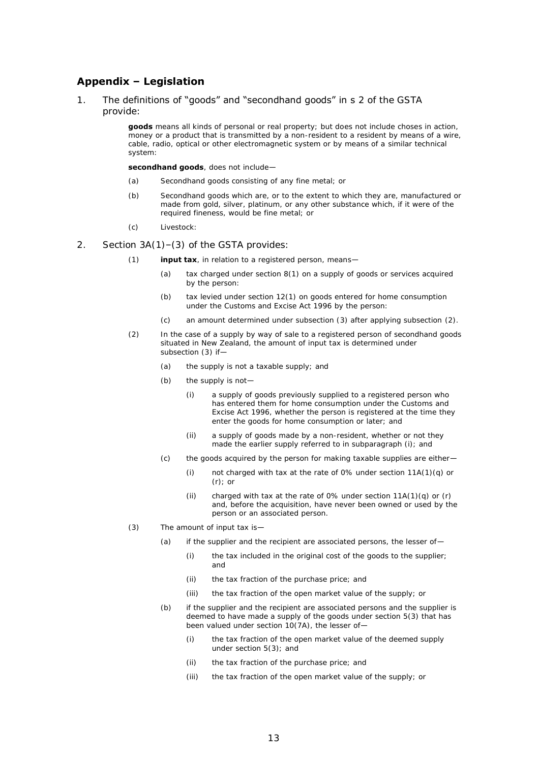## Appendix – Legislation

1. The definitions of "goods" and "secondhand goods" in s 2 of the GSTA provide:

   > **goods** means all kinds of personal or real property; but does not include choses in action, money or a product that is transmitted by a non-resident to a resident by means of a wire, cable, radio, optical or other electromagnetic system or by means of a similar technical system:
   >
   > **secondhand goods**, does not include—
   >
   > (a) Secondhand goods consisting of any fine metal; or
   >
   > (b) Secondhand goods which are, or to the extent to which they are, manufactured or made from gold, silver, platinum, or any other substance which, if it were of the required fineness, would be fine metal; or
   >
   > (c) Livestock:

2. Section 3A(1)–(3) of the GSTA provides:

   > (1) **input tax**, in relation to a registered person, means—
   >
   > > (a) tax charged under section 8(1) on a supply of goods or services acquired by the person:
   > >
   > > (b) tax levied under section 12(1) on goods entered for home consumption under the Customs and Excise Act 1996 by the person:
   > >
   > > (c) an amount determined under subsection (3) after applying subsection (2).
   >
   > (2) In the case of a supply by way of sale to a registered person of secondhand goods situated in New Zealand, the amount of input tax is determined under subsection (3) if—
   >
   > > (a) the supply is not a taxable supply; and
   > >
   > > (b) the supply is not—
   > >
   > > > (i) a supply of goods previously supplied to a registered person who has entered them for home consumption under the Customs and Excise Act 1996, whether the person is registered at the time they enter the goods for home consumption or later; and
   > > >
   > > > (ii) a supply of goods made by a non-resident, whether or not they made the earlier supply referred to in subparagraph (i); and
   > >
   > > (c) the goods acquired by the person for making taxable supplies are either—
   > >
   > > > (i) not charged with tax at the rate of 0% under section 11A(1)(q) or (r); or
   > > >
   > > > (ii) charged with tax at the rate of 0% under section 11A(1)(q) or (r) and, before the acquisition, have never been owned or used by the person or an associated person.
   >
   > (3) The amount of input tax is—
   >
   > > (a) if the supplier and the recipient are associated persons, the lesser of—
   > >
   > > > (i) the tax included in the original cost of the goods to the supplier; and
   > > >
   > > > (ii) the tax fraction of the purchase price; and
   > > >
   > > > (iii) the tax fraction of the open market value of the supply; or
   > >
   > > (b) if the supplier and the recipient are associated persons and the supplier is deemed to have made a supply of the goods under section 5(3) that has been valued under section 10(7A), the lesser of—
   > >
   > > > (i) the tax fraction of the open market value of the deemed supply under section 5(3); and
   > > >
   > > > (ii) the tax fraction of the purchase price; and
   > > >
   > > > (iii) the tax fraction of the open market value of the supply; or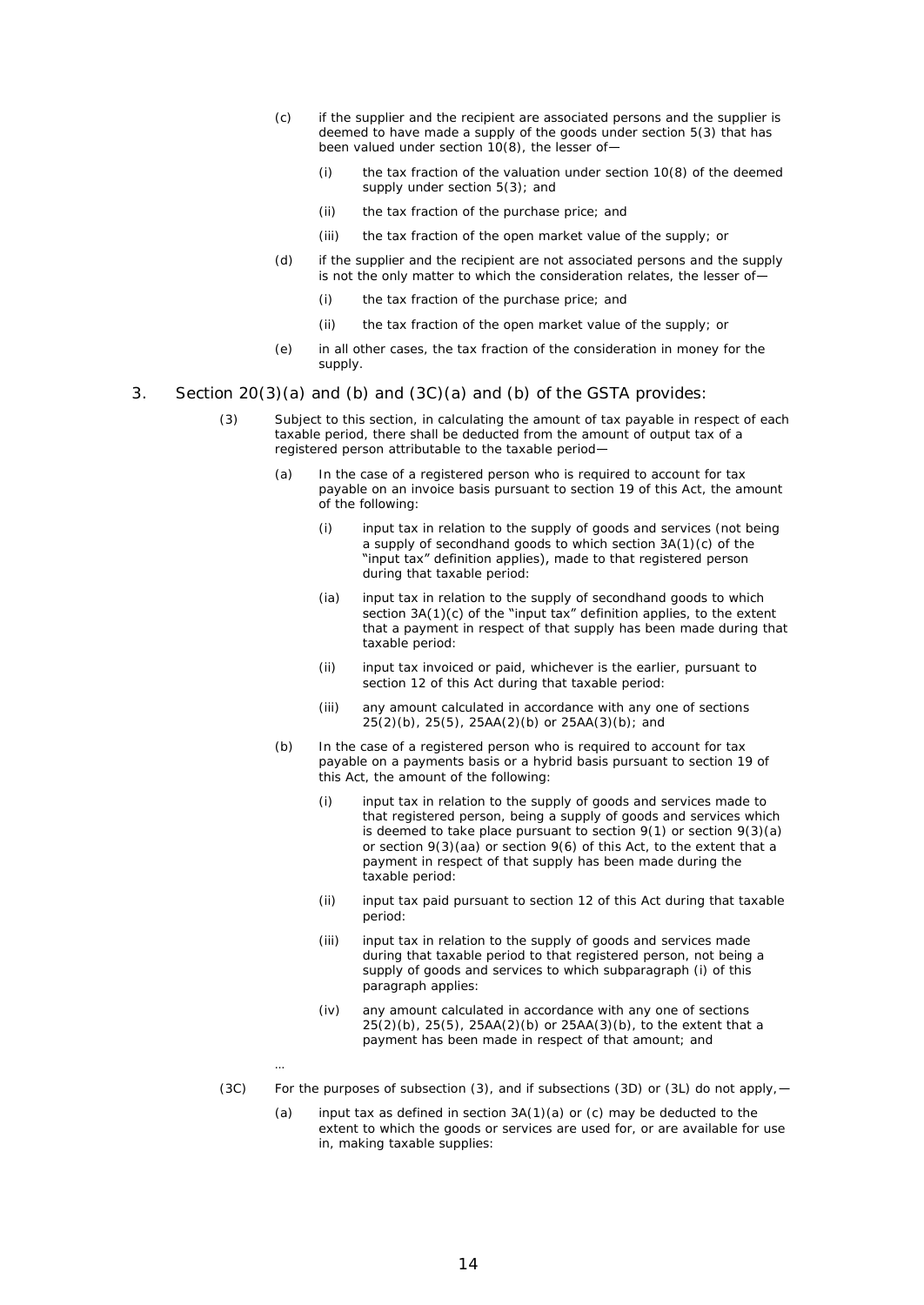(c) if the supplier and the recipient are associated persons and the supplier is deemed to have made a supply of the goods under section 5(3) that has been valued under section 10(8), the lesser of—

  (i) the tax fraction of the valuation under section 10(8) of the deemed supply under section 5(3); and

  (ii) the tax fraction of the purchase price; and

  (iii) the tax fraction of the open market value of the supply; or

(d) if the supplier and the recipient are not associated persons and the supply is not the only matter to which the consideration relates, the lesser of—

  (i) the tax fraction of the purchase price; and

  (ii) the tax fraction of the open market value of the supply; or

(e) in all other cases, the tax fraction of the consideration in money for the supply.

3. Section 20(3)(a) and (b) and (3C)(a) and (b) of the GSTA provides:

(3) Subject to this section, in calculating the amount of tax payable in respect of each taxable period, there shall be deducted from the amount of output tax of a registered person attributable to the taxable period—

  (a) In the case of a registered person who is required to account for tax payable on an invoice basis pursuant to section 19 of this Act, the amount of the following:

    (i) input tax in relation to the supply of goods and services (not being a supply of secondhand goods to which section 3A(1)(c) of the "input tax" definition applies), made to that registered person during that taxable period:

    (ia) input tax in relation to the supply of secondhand goods to which section 3A(1)(c) of the "input tax" definition applies, to the extent that a payment in respect of that supply has been made during that taxable period:

    (ii) input tax invoiced or paid, whichever is the earlier, pursuant to section 12 of this Act during that taxable period:

    (iii) any amount calculated in accordance with any one of sections 25(2)(b), 25(5), 25AA(2)(b) or 25AA(3)(b); and

  (b) In the case of a registered person who is required to account for tax payable on a payments basis or a hybrid basis pursuant to section 19 of this Act, the amount of the following:

    (i) input tax in relation to the supply of goods and services made to that registered person, being a supply of goods and services which is deemed to take place pursuant to section 9(1) or section 9(3)(a) or section 9(3)(aa) or section 9(6) of this Act, to the extent that a payment in respect of that supply has been made during the taxable period:

    (ii) input tax paid pursuant to section 12 of this Act during that taxable period:

    (iii) input tax in relation to the supply of goods and services made during that taxable period to that registered person, not being a supply of goods and services to which subparagraph (i) of this paragraph applies:

    (iv) any amount calculated in accordance with any one of sections 25(2)(b), 25(5), 25AA(2)(b) or 25AA(3)(b), to the extent that a payment has been made in respect of that amount; and

…

(3C) For the purposes of subsection (3), and if subsections (3D) or (3L) do not apply,—

  (a) input tax as defined in section 3A(1)(a) or (c) may be deducted to the extent to which the goods or services are used for, or are available for use in, making taxable supplies: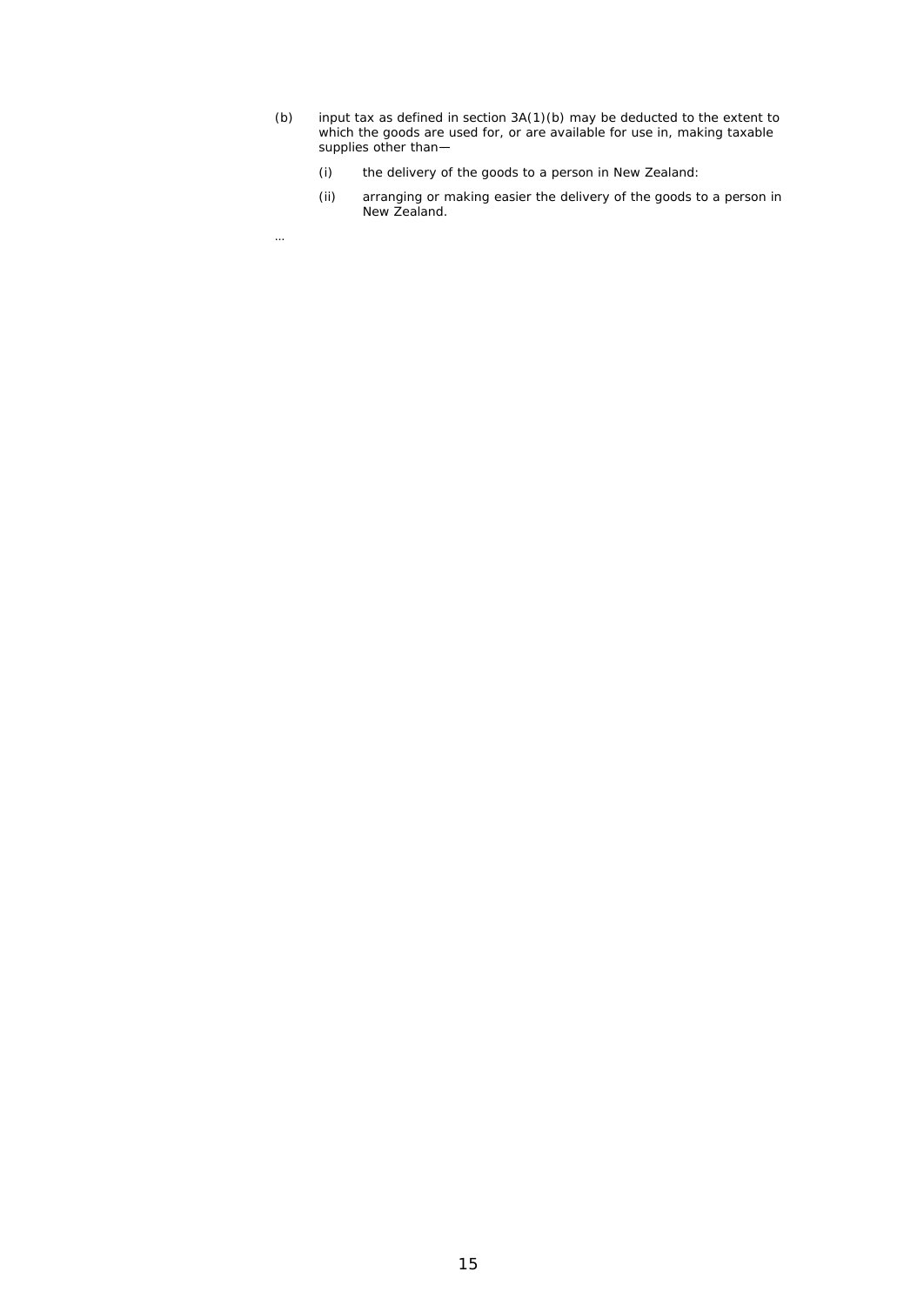(b) input tax as defined in section 3A(1)(b) may be deducted to the extent to which the goods are used for, or are available for use in, making taxable supplies other than—

  (i) the delivery of the goods to a person in New Zealand:

  (ii) arranging or making easier the delivery of the goods to a person in New Zealand.

…